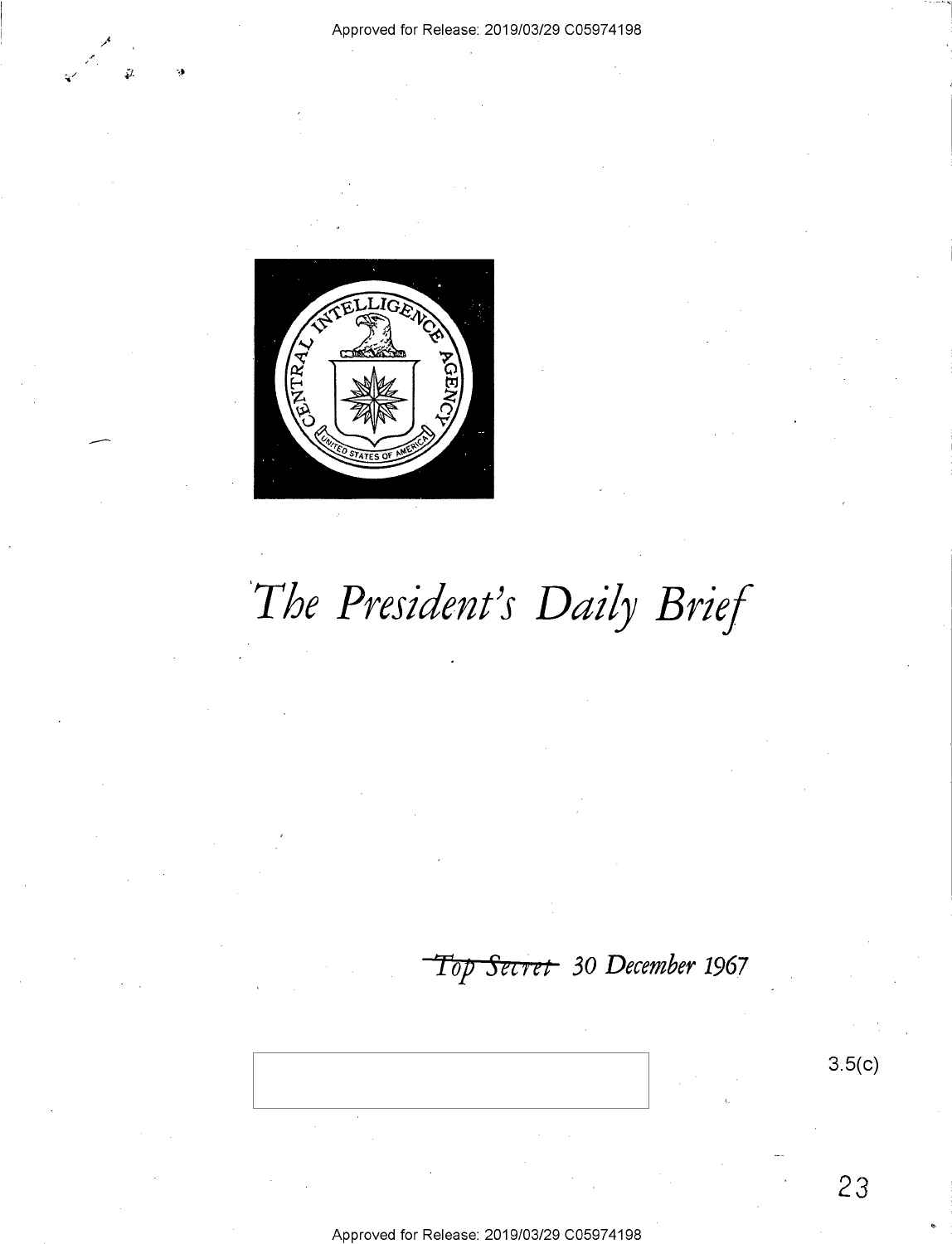# The President's Daily Brief

~~Top Secret~~ 30 December 1967

3.5(c)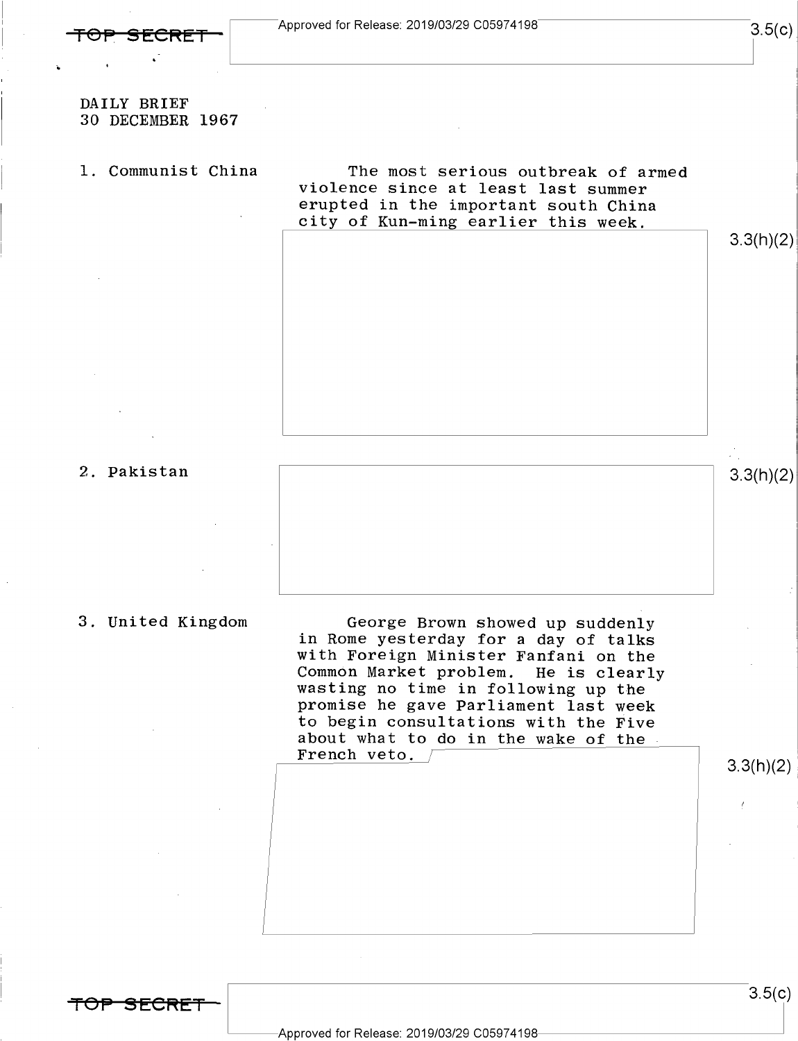DAILY BRIEF
30 DECEMBER 1967

1. Communist China

The most serious outbreak of armed violence since at least last summer erupted in the important south China city of Kun-ming earlier this week.

3.3(h)(2)

2. Pakistan

3.3(h)(2)

3. United Kingdom

George Brown showed up suddenly in Rome yesterday for a day of talks with Foreign Minister Fanfani on the Common Market problem. He is clearly wasting no time in following up the promise he gave Parliament last week to begin consultations with the Five about what to do in the wake of the French veto.

3.3(h)(2)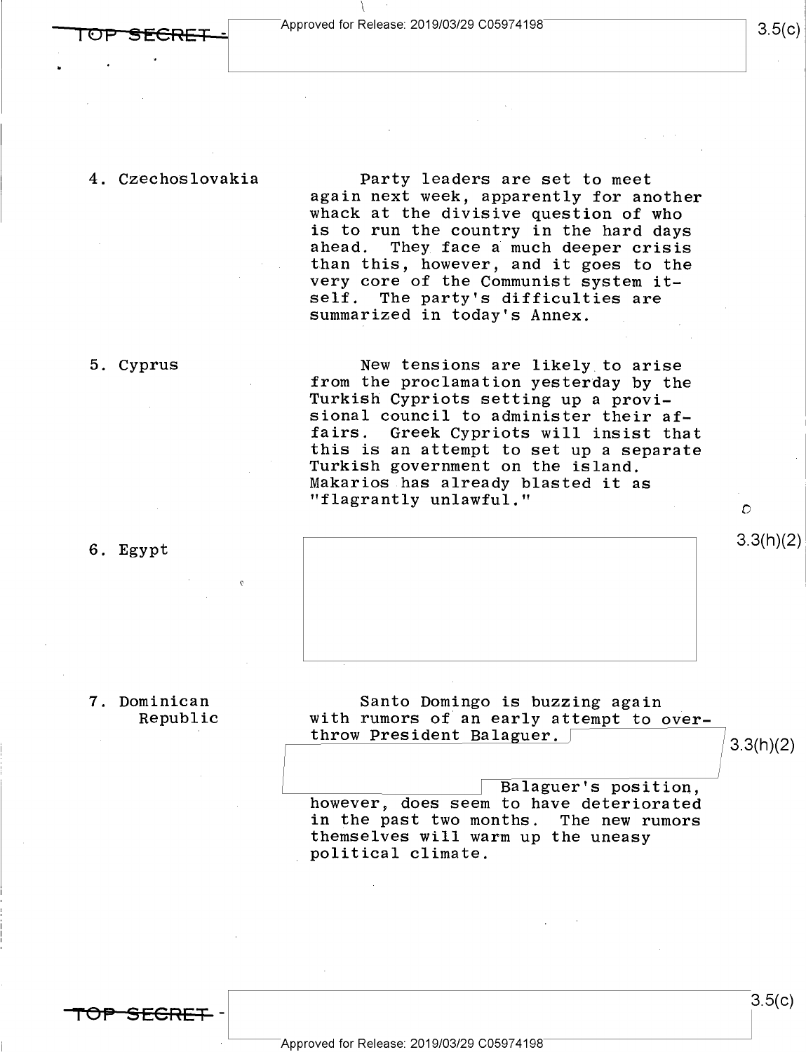4. Czechoslovakia

Party leaders are set to meet again next week, apparently for another whack at the divisive question of who is to run the country in the hard days ahead. They face a much deeper crisis than this, however, and it goes to the very core of the Communist system itself. The party's difficulties are summarized in today's Annex.

5. Cyprus

New tensions are likely to arise from the proclamation yesterday by the Turkish Cypriots setting up a provisional council to administer their affairs. Greek Cypriots will insist that this is an attempt to set up a separate Turkish government on the island. Makarios has already blasted it as "flagrantly unlawful."

6. Egypt

7. Dominican Republic

Santo Domingo is buzzing again with rumors of an early attempt to overthrow President Balaguer.

Balaguer's position, however, does seem to have deteriorated in the past two months. The new rumors themselves will warm up the uneasy political climate.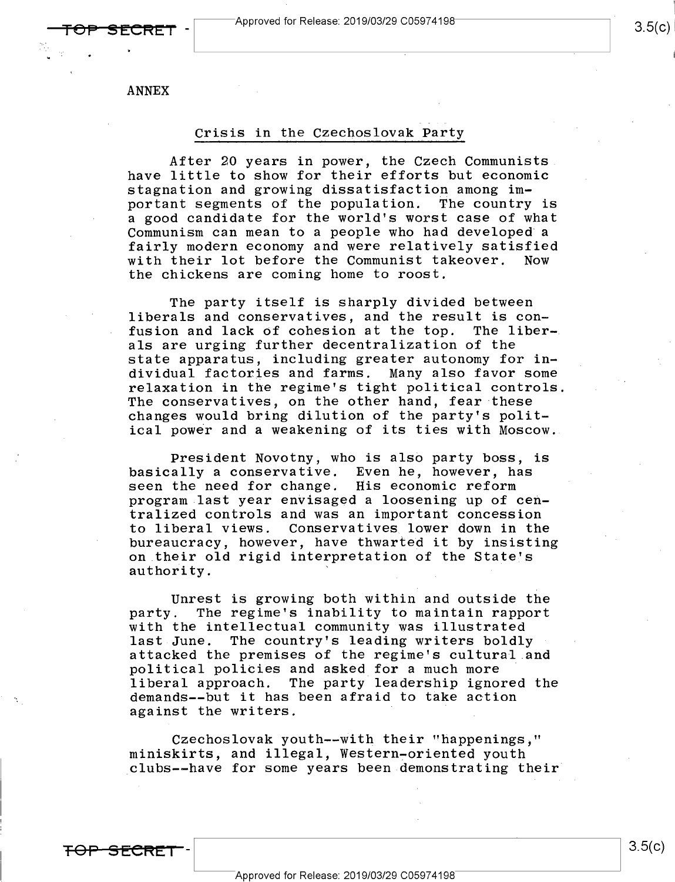ANNEX

## Crisis in the Czechoslovak Party

After 20 years in power, the Czech Communists have little to show for their efforts but economic stagnation and growing dissatisfaction among important segments of the population. The country is a good candidate for the world's worst case of what Communism can mean to a people who had developed a fairly modern economy and were relatively satisfied with their lot before the Communist takeover. Now the chickens are coming home to roost.

The party itself is sharply divided between liberals and conservatives, and the result is confusion and lack of cohesion at the top. The liberals are urging further decentralization of the state apparatus, including greater autonomy for individual factories and farms. Many also favor some relaxation in the regime's tight political controls. The conservatives, on the other hand, fear these changes would bring dilution of the party's political power and a weakening of its ties with Moscow.

President Novotny, who is also party boss, is basically a conservative. Even he, however, has seen the need for change. His economic reform program last year envisaged a loosening up of centralized controls and was an important concession to liberal views. Conservatives lower down in the bureaucracy, however, have thwarted it by insisting on their old rigid interpretation of the State's authority.

Unrest is growing both within and outside the party. The regime's inability to maintain rapport with the intellectual community was illustrated last June. The country's leading writers boldly attacked the premises of the regime's cultural and political policies and asked for a much more liberal approach. The party leadership ignored the demands--but it has been afraid to take action against the writers.

Czechoslovak youth--with their "happenings," miniskirts, and illegal, Western-oriented youth clubs--have for some years been demonstrating their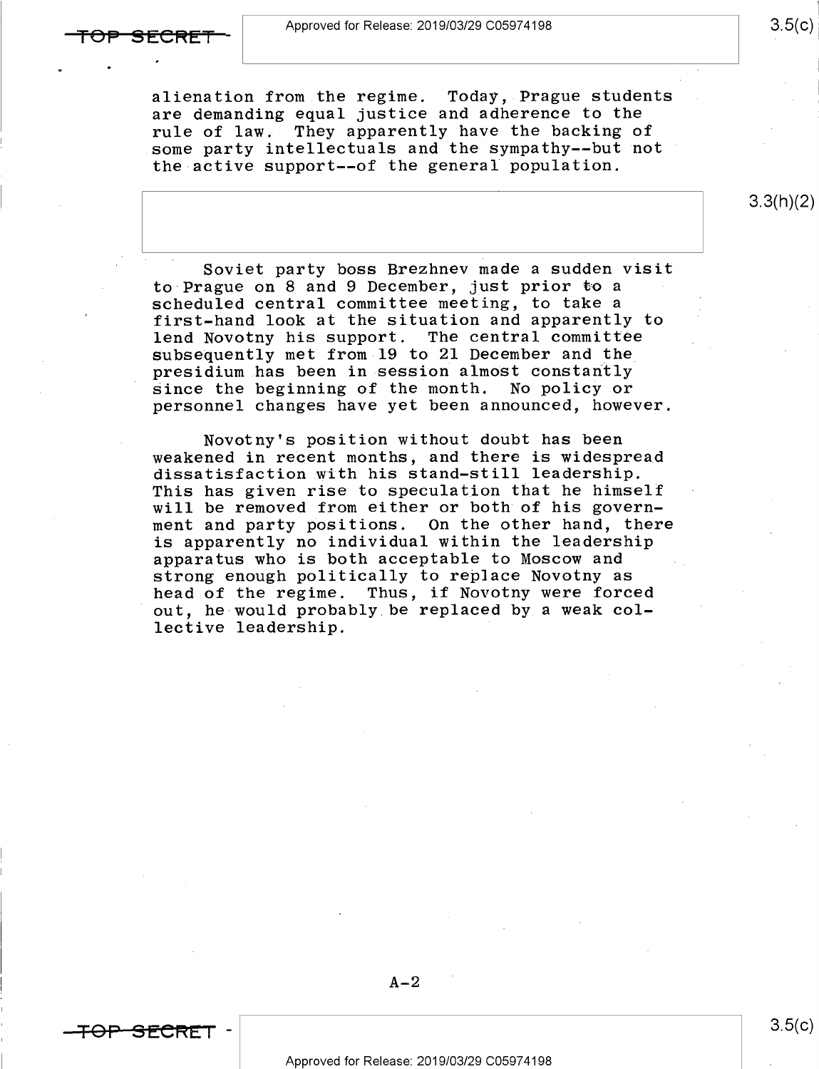alienation from the regime. Today, Prague students are demanding equal justice and adherence to the rule of law. They apparently have the backing of some party intellectuals and the sympathy--but not the active support--of the general population.

Soviet party boss Brezhnev made a sudden visit to Prague on 8 and 9 December, just prior to a scheduled central committee meeting, to take a first-hand look at the situation and apparently to lend Novotny his support. The central committee subsequently met from 19 to 21 December and the presidium has been in session almost constantly since the beginning of the month. No policy or personnel changes have yet been announced, however.

Novotny's position without doubt has been weakened in recent months, and there is widespread dissatisfaction with his stand-still leadership. This has given rise to speculation that he himself will be removed from either or both of his government and party positions. On the other hand, there is apparently no individual within the leadership apparatus who is both acceptable to Moscow and strong enough politically to replace Novotny as head of the regime. Thus, if Novotny were forced out, he would probably be replaced by a weak collective leadership.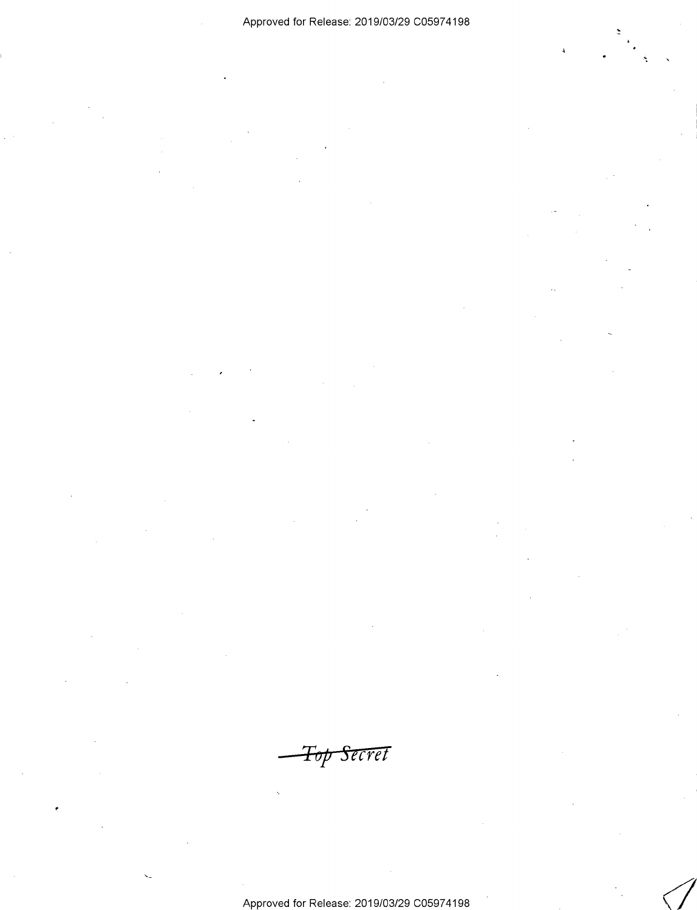~~Top Secret~~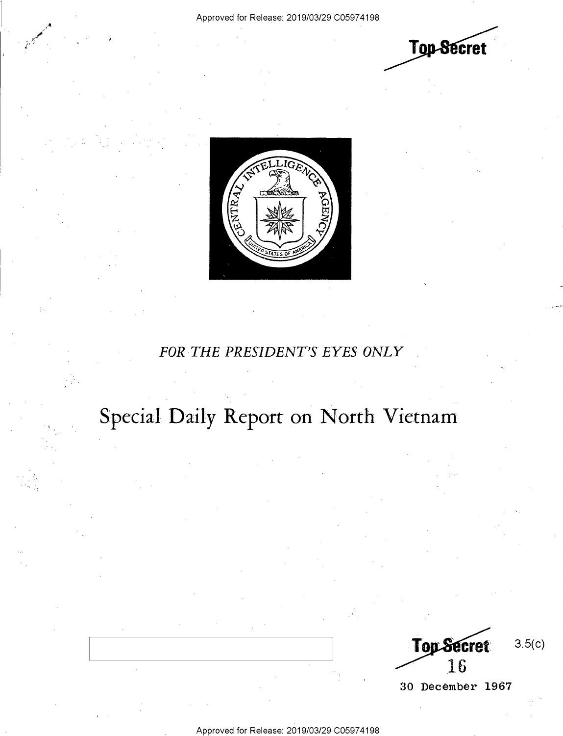Top Secret

FOR THE PRESIDENT'S EYES ONLY

# Special Daily Report on North Vietnam

Top Secret

3.5(c)

16

30 December 1967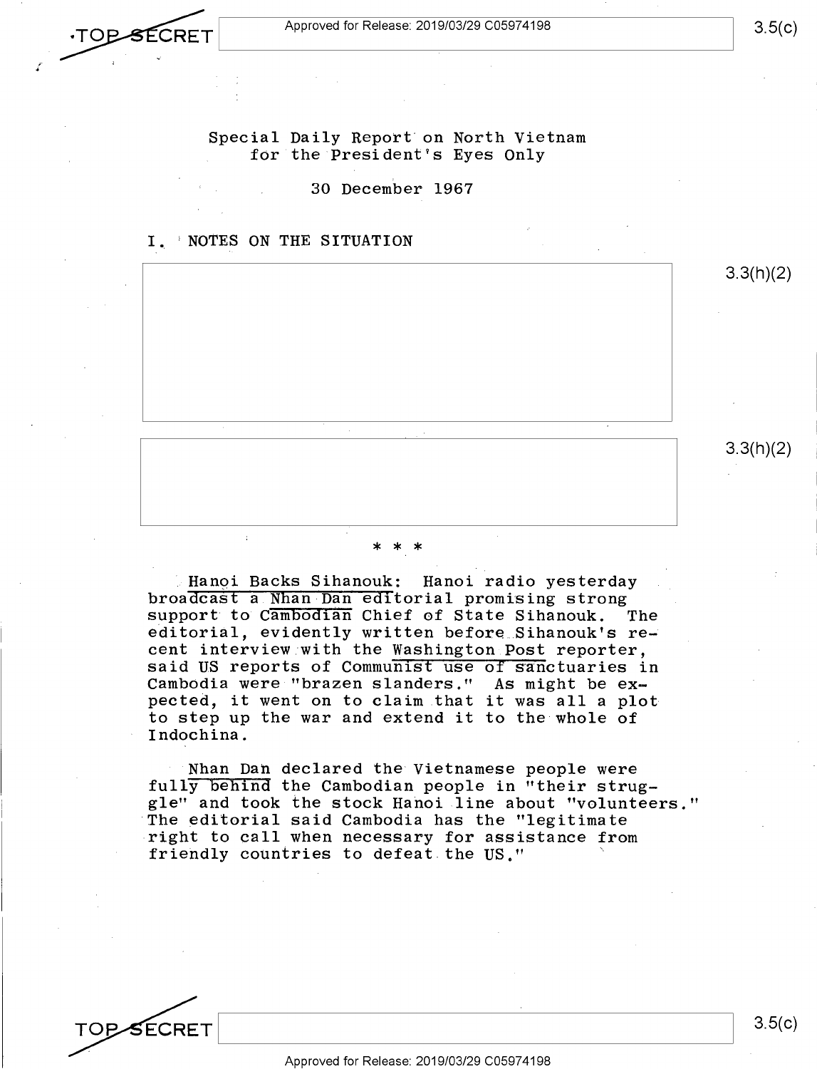Special Daily Report on North Vietnam
for the President's Eyes Only

30 December 1967

I. NOTES ON THE SITUATION

3.3(h)(2)

3.3(h)(2)

\* \* \*

Hanoi Backs Sihanouk: Hanoi radio yesterday broadcast a Nhan Dan editorial promising strong support to Cambodian Chief of State Sihanouk. The editorial, evidently written before Sihanouk's recent interview with the Washington Post reporter, said US reports of Communist use of sanctuaries in Cambodia were "brazen slanders." As might be expected, it went on to claim that it was all a plot to step up the war and extend it to the whole of Indochina.

Nhan Dan declared the Vietnamese people were fully behind the Cambodian people in "their struggle" and took the stock Hanoi line about "volunteers." The editorial said Cambodia has the "legitimate right to call when necessary for assistance from friendly countries to defeat the US."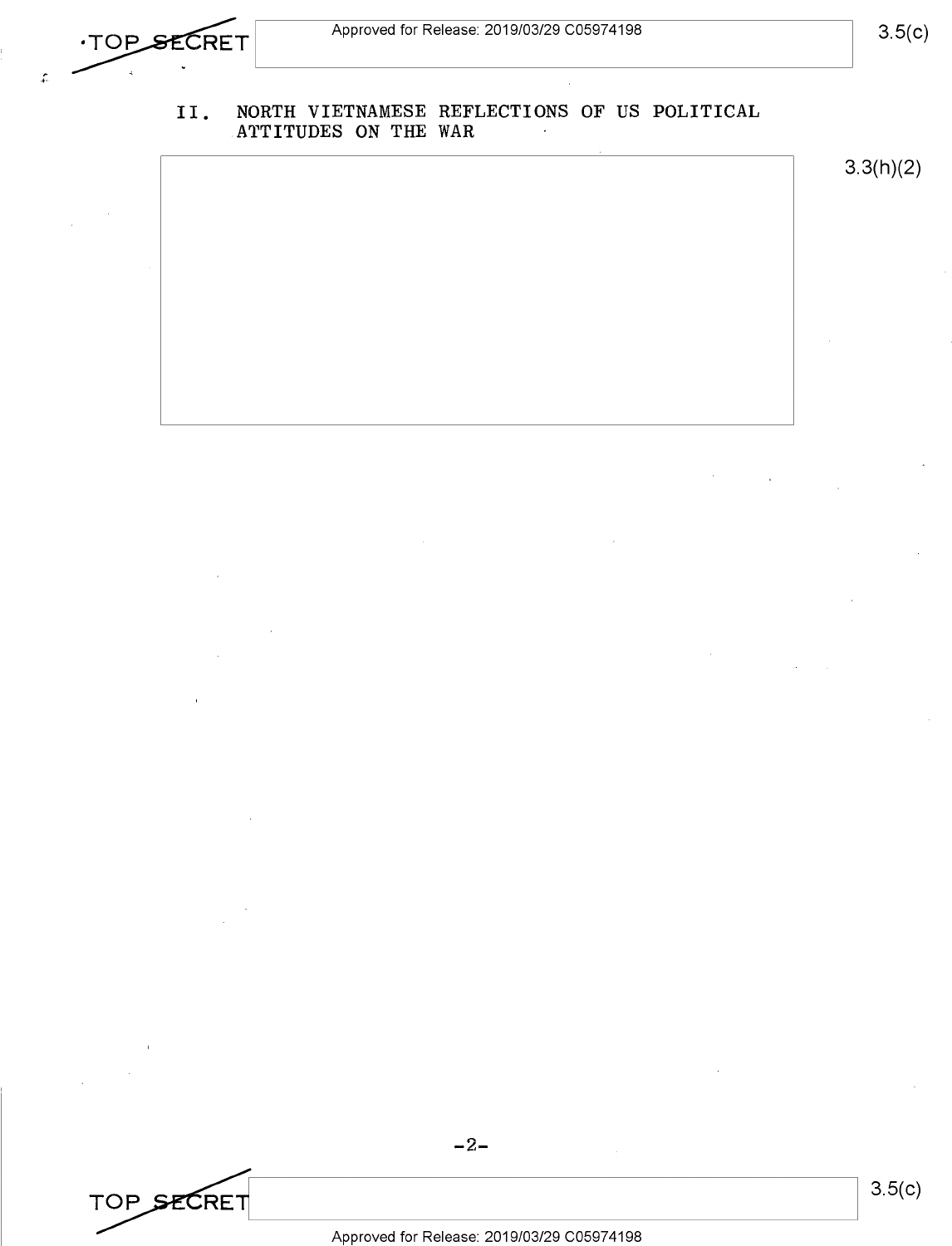## II. NORTH VIETNAMESE REFLECTIONS OF US POLITICAL ATTITUDES ON THE WAR

3.3(h)(2)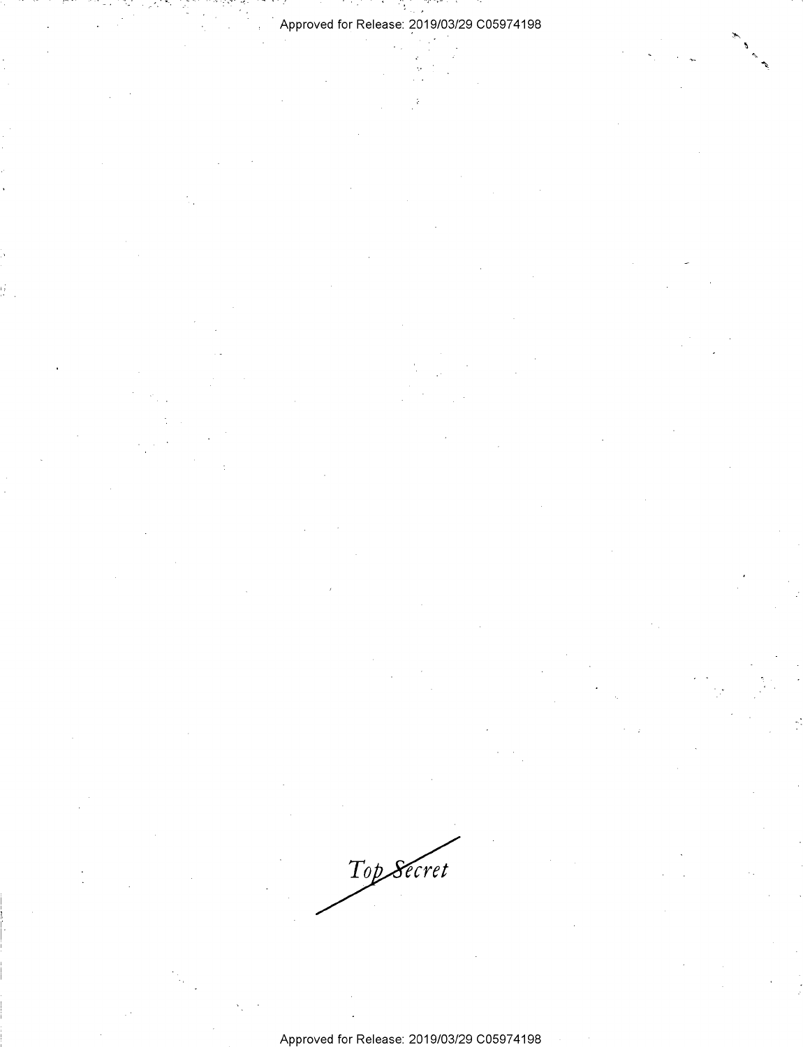~~*Top Secret*~~